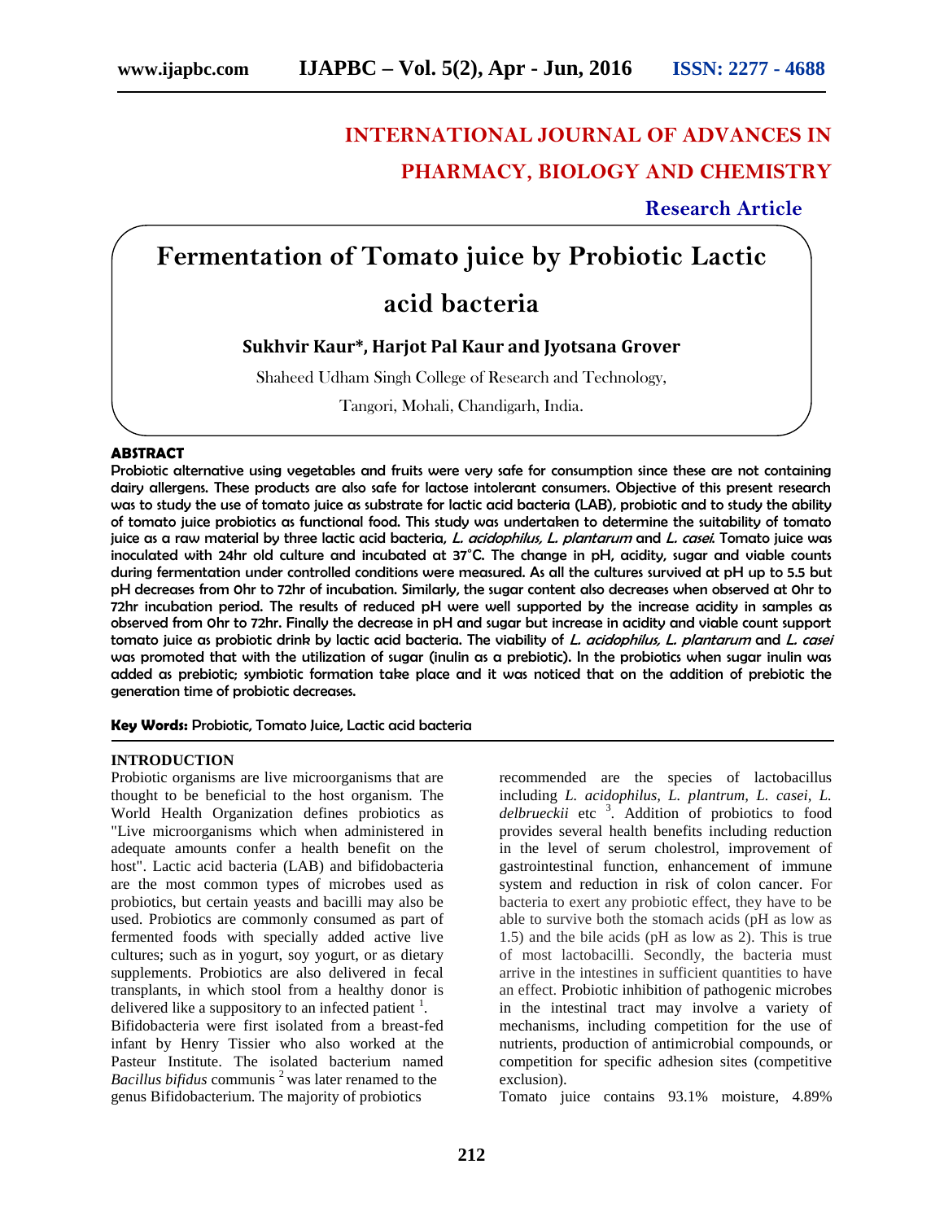# INTERNATIONAL JOURNAL OF ADVANCES IN PHARMACY, BIOLOGY AND CHEMISTRY

**Research Article**

# Fermentation of Tomato juice by Probiotic Lactic acid bacteria

**Sukhvir Kaur\*, Harjot Pal Kaur and Jyotsana Grover**

Shaheed Udham Singh College of Research and Technology,

Tangori, Mohali, Chandigarh, India.

## ABSTRACT

Probiotic alternative using vegetables and fruits were very safe for consumption since these are not containing dairy allergens. These products are also safe for lactose intolerant consumers. Objective of this present research was to study the use of tomato juice as substrate for lactic acid bacteria (LAB), probiotic and to study the ability of tomato juice probiotics as functional food. This study was undertaken to determine the suitability of tomato juice as a raw material by three lactic acid bacteria, *L. acidophilus, L. plantarum* and *L. casei.* Tomato juice was inoculated with 24hr old culture and incubated at 37°C. The change in pH, acidity, sugar and viable counts during fermentation under controlled conditions were measured. As all the cultures survived at pH up to 5.5 but pH decreases from 0hr to 72hr of incubation. Similarly, the sugar content also decreases when observed at 0hr to 72hr incubation period. The results of reduced pH were well supported by the increase acidity in samples as observed from 0hr to 72hr. Finally the decrease in pH and sugar but increase in acidity and viable count support tomato juice as probiotic drink by lactic acid bacteria. The viability of *L. acidophilus, L. plantarum* and *L. casei* was promoted that with the utilization of sugar (inulin as a prebiotic). In the probiotics when sugar inulin was added as prebiotic; symbiotic formation take place and it was noticed that on the addition of prebiotic the generation time of probiotic decreases.

**Key Words:** Probiotic, Tomato Juice, Lactic acid bacteria

## INTRODUCTION

Probiotic organisms are live microorganisms that are thought to be beneficial to the host organism. The World Health Organization defines probiotics as "Live microorganisms which when administered in adequate amounts confer a health benefit on the host". Lactic acid bacteria (LAB) and bifidobacteria are the most common types of microbes used as probiotics, but certain yeasts and bacilli may also be used. Probiotics are commonly consumed as part of fermented foods with specially added active live cultures; such as in yogurt, soy yogurt, or as dietary supplements. Probiotics are also delivered in fecal transplants, in which stool from a healthy donor is delivered like a suppository to an infected patient [1].

Bifidobacteria were first isolated from a breast-fed infant by Henry Tissier who also worked at the Pasteur Institute. The isolated bacterium named *Bacillus bifidus* communis [2] was later renamed to the genus Bifidobacterium. The majority of probiotics recommended are the species of lactobacillus including *L. acidophilus, L. plantrum, L. casei, L. delbrueckii* etc [3]. Addition of probiotics to food provides several health benefits including reduction in the level of serum cholestrol, improvement of gastrointestinal function, enhancement of immune system and reduction in risk of colon cancer. For bacteria to exert any probiotic effect, they have to be able to survive both the stomach acids (pH as low as 1.5) and the bile acids (pH as low as 2). This is true of most lactobacilli. Secondly, the bacteria must arrive in the intestines in sufficient quantities to have an effect. Probiotic inhibition of pathogenic microbes in the intestinal tract may involve a variety of mechanisms, including competition for the use of nutrients, production of antimicrobial compounds, or competition for specific adhesion sites (competitive exclusion).

Tomato juice contains 93.1% moisture, 4.89%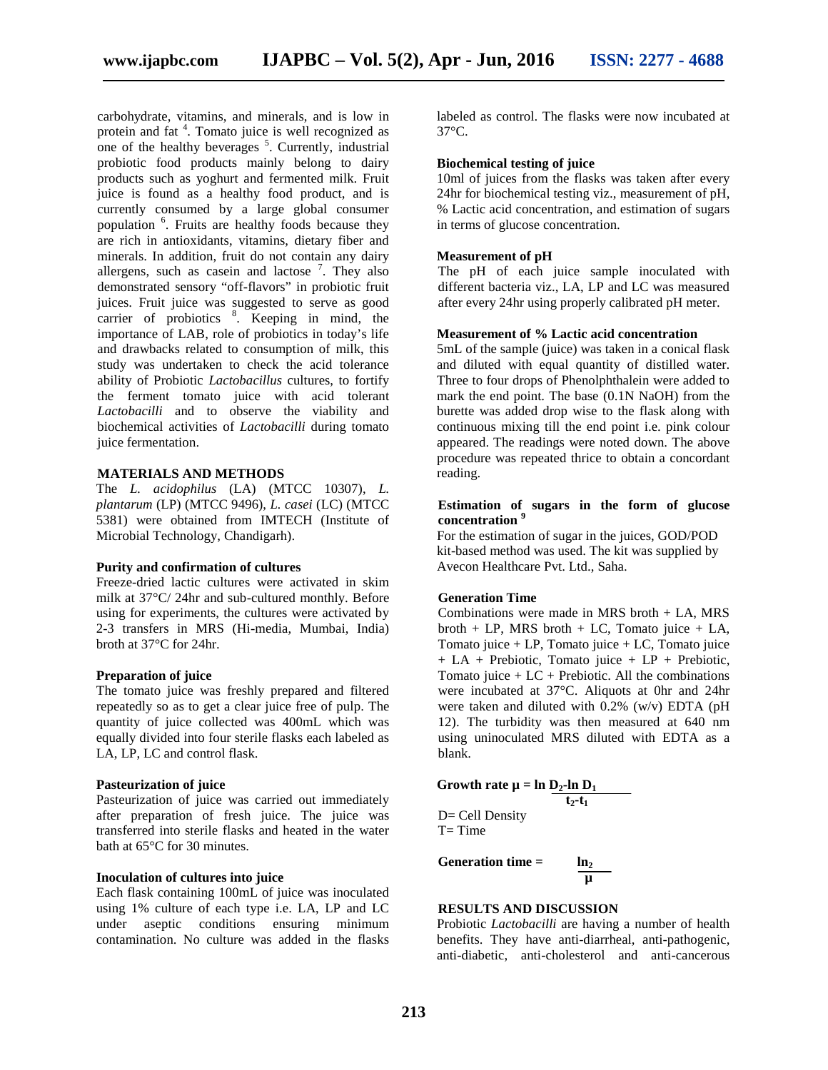carbohydrate, vitamins, and minerals, and is low in protein and fat [4]. Tomato juice is well recognized as one of the healthy beverages [5]. Currently, industrial probiotic food products mainly belong to dairy products such as yoghurt and fermented milk. Fruit juice is found as a healthy food product, and is currently consumed by a large global consumer population [6]. Fruits are healthy foods because they are rich in antioxidants, vitamins, dietary fiber and minerals. In addition, fruit do not contain any dairy allergens, such as casein and lactose [7]. They also demonstrated sensory "off-flavors" in probiotic fruit juices. Fruit juice was suggested to serve as good carrier of probiotics [8]. Keeping in mind, the importance of LAB, role of probiotics in today's life and drawbacks related to consumption of milk, this study was undertaken to check the acid tolerance ability of Probiotic *Lactobacillus* cultures, to fortify the ferment tomato juice with acid tolerant *Lactobacilli* and to observe the viability and biochemical activities of *Lactobacilli* during tomato juice fermentation.

## MATERIALS AND METHODS

The *L. acidophilus* (LA) (MTCC 10307), *L. plantarum* (LP) (MTCC 9496), *L. casei* (LC) (MTCC 5381) were obtained from IMTECH (Institute of Microbial Technology, Chandigarh).

### Purity and confirmation of cultures

Freeze-dried lactic cultures were activated in skim milk at 37°C/ 24hr and sub-cultured monthly. Before using for experiments, the cultures were activated by 2-3 transfers in MRS (Hi-media, Mumbai, India) broth at 37°C for 24hr.

### Preparation of juice

The tomato juice was freshly prepared and filtered repeatedly so as to get a clear juice free of pulp. The quantity of juice collected was 400mL which was equally divided into four sterile flasks each labeled as LA, LP, LC and control flask.

### Pasteurization of juice

Pasteurization of juice was carried out immediately after preparation of fresh juice. The juice was transferred into sterile flasks and heated in the water bath at 65°C for 30 minutes.

### Inoculation of cultures into juice

Each flask containing 100mL of juice was inoculated using 1% culture of each type i.e. LA, LP and LC under aseptic conditions ensuring minimum contamination. No culture was added in the flasks labeled as control. The flasks were now incubated at 37°C.

### Biochemical testing of juice

10ml of juices from the flasks was taken after every 24hr for biochemical testing viz., measurement of pH, % Lactic acid concentration, and estimation of sugars in terms of glucose concentration.

### Measurement of pH

The pH of each juice sample inoculated with different bacteria viz., LA, LP and LC was measured after every 24hr using properly calibrated pH meter.

### Measurement of % Lactic acid concentration

5mL of the sample (juice) was taken in a conical flask and diluted with equal quantity of distilled water. Three to four drops of Phenolphthalein were added to mark the end point. The base (0.1N NaOH) from the burette was added drop wise to the flask along with continuous mixing till the end point i.e. pink colour appeared. The readings were noted down. The above procedure was repeated thrice to obtain a concordant reading.

### Estimation of sugars in the form of glucose concentration [9]

For the estimation of sugar in the juices, GOD/POD kit-based method was used. The kit was supplied by Avecon Healthcare Pvt. Ltd., Saha.

### Generation Time

Combinations were made in MRS broth + LA, MRS broth + LP, MRS broth + LC, Tomato juice + LA, Tomato juice + LP, Tomato juice + LC, Tomato juice + LA + Prebiotic, Tomato juice + LP + Prebiotic, Tomato juice + LC + Prebiotic. All the combinations were incubated at 37°C. Aliquots at 0hr and 24hr were taken and diluted with 0.2% (w/v) EDTA (pH 12). The turbidity was then measured at 640 nm using uninoculated MRS diluted with EDTA as a blank.

$$\text{Growth rate } \mu = \frac{\ln D_2 - \ln D_1}{t_2 - t_1}$$

D= Cell Density
T= Time

$$\text{Generation time} = \frac{\ln_2}{\mu}$$

## RESULTS AND DISCUSSION

Probiotic *Lactobacilli* are having a number of health benefits. They have anti-diarrheal, anti-pathogenic, anti-diabetic, anti-cholesterol and anti-cancerous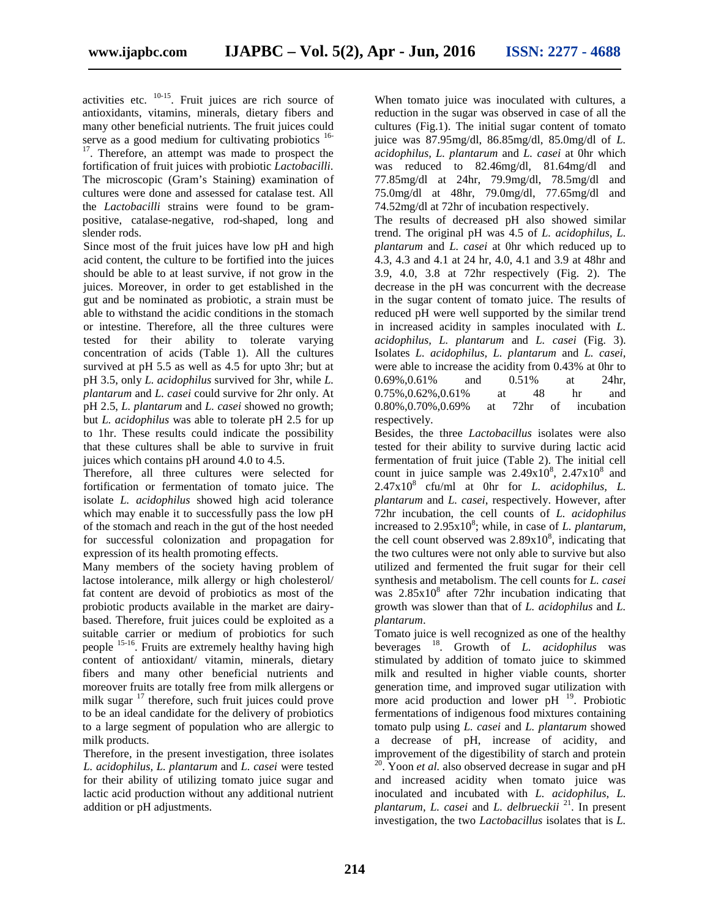activities etc. [10-15]. Fruit juices are rich source of antioxidants, vitamins, minerals, dietary fibers and many other beneficial nutrients. The fruit juices could serve as a good medium for cultivating probiotics [16-17]. Therefore, an attempt was made to prospect the fortification of fruit juices with probiotic *Lactobacilli*. The microscopic (Gram's Staining) examination of cultures were done and assessed for catalase test. All the *Lactobacilli* strains were found to be gram-positive, catalase-negative, rod-shaped, long and slender rods.

Since most of the fruit juices have low pH and high acid content, the culture to be fortified into the juices should be able to at least survive, if not grow in the juices. Moreover, in order to get established in the gut and be nominated as probiotic, a strain must be able to withstand the acidic conditions in the stomach or intestine. Therefore, all the three cultures were tested for their ability to tolerate varying concentration of acids (Table 1). All the cultures survived at pH 5.5 as well as 4.5 for upto 3hr; but at pH 3.5, only *L. acidophilus* survived for 3hr, while *L. plantarum* and *L. casei* could survive for 2hr only. At pH 2.5, *L. plantarum* and *L. casei* showed no growth; but *L. acidophilus* was able to tolerate pH 2.5 for up to 1hr. These results could indicate the possibility that these cultures shall be able to survive in fruit juices which contains pH around 4.0 to 4.5.

Therefore, all three cultures were selected for fortification or fermentation of tomato juice. The isolate *L. acidophilus* showed high acid tolerance which may enable it to successfully pass the low pH of the stomach and reach in the gut of the host needed for successful colonization and propagation for expression of its health promoting effects.

Many members of the society having problem of lactose intolerance, milk allergy or high cholesterol/ fat content are devoid of probiotics as most of the probiotic products available in the market are dairy-based. Therefore, fruit juices could be exploited as a suitable carrier or medium of probiotics for such people [15-16]. Fruits are extremely healthy having high content of antioxidant/ vitamin, minerals, dietary fibers and many other beneficial nutrients and moreover fruits are totally free from milk allergens or milk sugar [17] therefore, such fruit juices could prove to be an ideal candidate for the delivery of probiotics to a large segment of population who are allergic to milk products.

Therefore, in the present investigation, three isolates *L. acidophilus, L. plantarum* and *L. casei* were tested for their ability of utilizing tomato juice sugar and lactic acid production without any additional nutrient addition or pH adjustments.

When tomato juice was inoculated with cultures, a reduction in the sugar was observed in case of all the cultures (Fig.1). The initial sugar content of tomato juice was 87.95mg/dl, 86.85mg/dl, 85.0mg/dl of *L. acidophilus, L. plantarum* and *L. casei* at 0hr which was reduced to 82.46mg/dl, 81.64mg/dl and 77.85mg/dl at 24hr, 79.9mg/dl, 78.5mg/dl and 75.0mg/dl at 48hr, 79.0mg/dl, 77.65mg/dl and 74.52mg/dl at 72hr of incubation respectively.

The results of decreased pH also showed similar trend. The original pH was 4.5 of *L. acidophilus, L. plantarum* and *L. casei* at 0hr which reduced up to 4.3, 4.3 and 4.1 at 24 hr, 4.0, 4.1 and 3.9 at 48hr and 3.9, 4.0, 3.8 at 72hr respectively (Fig. 2). The decrease in the pH was concurrent with the decrease in the sugar content of tomato juice. The results of reduced pH were well supported by the similar trend in increased acidity in samples inoculated with *L. acidophilus, L. plantarum* and *L. casei* (Fig. 3). Isolates *L. acidophilus, L. plantarum* and *L. casei*, were able to increase the acidity from 0.43% at 0hr to 0.69%,0.61% and 0.51% at 24hr, 0.75%,0.62%,0.61% at 48 hr and 0.80%,0.70%,0.69% at 72hr of incubation respectively.

Besides, the three *Lactobacillus* isolates were also tested for their ability to survive during lactic acid fermentation of fruit juice (Table 2). The initial cell count in juice sample was $2.49 \times 10^8$, $2.47 \times 10^8$ and $2.47 \times 10^8$ cfu/ml at 0hr for *L. acidophilus, L. plantarum* and *L. casei*, respectively. However, after 72hr incubation, the cell counts of *L. acidophilus* increased to $2.95 \times 10^8$; while, in case of *L. plantarum*, the cell count observed was $2.89 \times 10^8$, indicating that the two cultures were not only able to survive but also utilized and fermented the fruit sugar for their cell synthesis and metabolism. The cell counts for *L. casei* was $2.85 \times 10^8$ after 72hr incubation indicating that growth was slower than that of *L. acidophilus* and *L. plantarum*.

Tomato juice is well recognized as one of the healthy beverages [18]. Growth of *L. acidophilus* was stimulated by addition of tomato juice to skimmed milk and resulted in higher viable counts, shorter generation time, and improved sugar utilization with more acid production and lower pH [19]. Probiotic fermentations of indigenous food mixtures containing tomato pulp using *L. casei* and *L. plantarum* showed a decrease of pH, increase of acidity, and improvement of the digestibility of starch and protein [20]. Yoon *et al.* also observed decrease in sugar and pH and increased acidity when tomato juice was inoculated and incubated with *L. acidophilus, L. plantarum, L. casei* and *L. delbrueckii* [21]. In present investigation, the two *Lactobacillus* isolates that is *L.*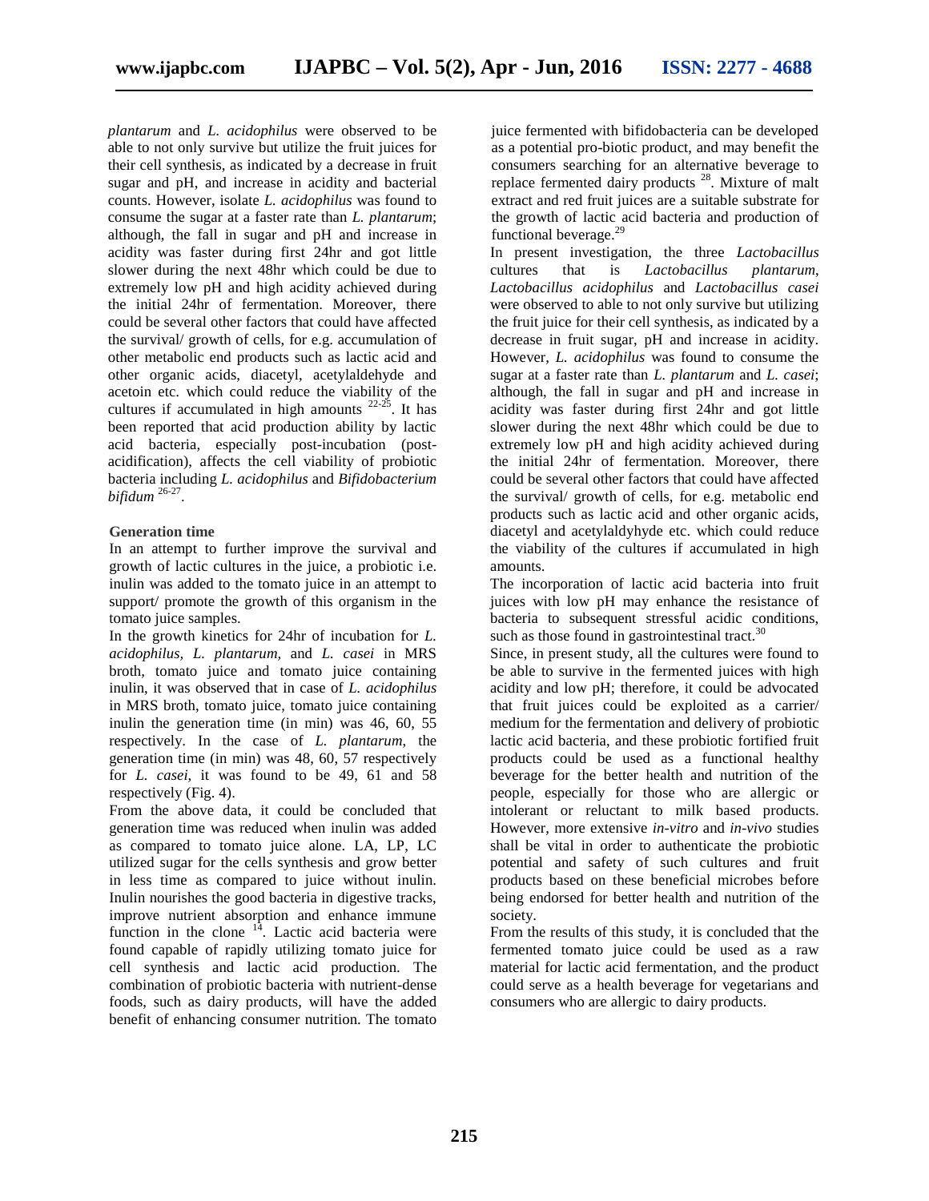*plantarum* and *L. acidophilus* were observed to be able to not only survive but utilize the fruit juices for their cell synthesis, as indicated by a decrease in fruit sugar and pH, and increase in acidity and bacterial counts. However, isolate *L. acidophilus* was found to consume the sugar at a faster rate than *L. plantarum*; although, the fall in sugar and pH and increase in acidity was faster during first 24hr and got little slower during the next 48hr which could be due to extremely low pH and high acidity achieved during the initial 24hr of fermentation. Moreover, there could be several other factors that could have affected the survival/ growth of cells, for e.g. accumulation of other metabolic end products such as lactic acid and other organic acids, diacetyl, acetylaldehyde and acetoin etc. which could reduce the viability of the cultures if accumulated in high amounts [22-25]. It has been reported that acid production ability by lactic acid bacteria, especially post-incubation (post-acidification), affects the cell viability of probiotic bacteria including *L. acidophilus* and *Bifidobacterium bifidum* [26-27].

**Generation time**

In an attempt to further improve the survival and growth of lactic cultures in the juice, a probiotic i.e. inulin was added to the tomato juice in an attempt to support/ promote the growth of this organism in the tomato juice samples.

In the growth kinetics for 24hr of incubation for *L. acidophilus, L. plantarum,* and *L. casei* in MRS broth, tomato juice and tomato juice containing inulin, it was observed that in case of *L. acidophilus* in MRS broth, tomato juice, tomato juice containing inulin the generation time (in min) was 46, 60, 55 respectively. In the case of *L. plantarum*, the generation time (in min) was 48, 60, 57 respectively for *L. casei*, it was found to be 49, 61 and 58 respectively (Fig. 4).

From the above data, it could be concluded that generation time was reduced when inulin was added as compared to tomato juice alone. LA, LP, LC utilized sugar for the cells synthesis and grow better in less time as compared to juice without inulin. Inulin nourishes the good bacteria in digestive tracks, improve nutrient absorption and enhance immune function in the clone [14]. Lactic acid bacteria were found capable of rapidly utilizing tomato juice for cell synthesis and lactic acid production. The combination of probiotic bacteria with nutrient-dense foods, such as dairy products, will have the added benefit of enhancing consumer nutrition. The tomato juice fermented with bifidobacteria can be developed as a potential pro-biotic product, and may benefit the consumers searching for an alternative beverage to replace fermented dairy products [28]. Mixture of malt extract and red fruit juices are a suitable substrate for the growth of lactic acid bacteria and production of functional beverage.[29]

In present investigation, the three *Lactobacillus* cultures that is *Lactobacillus plantarum*, *Lactobacillus acidophilus* and *Lactobacillus casei* were observed to able to not only survive but utilizing the fruit juice for their cell synthesis, as indicated by a decrease in fruit sugar, pH and increase in acidity. However, *L. acidophilus* was found to consume the sugar at a faster rate than *L. plantarum* and *L. casei*; although, the fall in sugar and pH and increase in acidity was faster during first 24hr and got little slower during the next 48hr which could be due to extremely low pH and high acidity achieved during the initial 24hr of fermentation. Moreover, there could be several other factors that could have affected the survival/ growth of cells, for e.g. metabolic end products such as lactic acid and other organic acids, diacetyl and acetylaldyhyde etc. which could reduce the viability of the cultures if accumulated in high amounts.

The incorporation of lactic acid bacteria into fruit juices with low pH may enhance the resistance of bacteria to subsequent stressful acidic conditions, such as those found in gastrointestinal tract.[30]

Since, in present study, all the cultures were found to be able to survive in the fermented juices with high acidity and low pH; therefore, it could be advocated that fruit juices could be exploited as a carrier/ medium for the fermentation and delivery of probiotic lactic acid bacteria, and these probiotic fortified fruit products could be used as a functional healthy beverage for the better health and nutrition of the people, especially for those who are allergic or intolerant or reluctant to milk based products. However, more extensive *in-vitro* and *in-vivo* studies shall be vital in order to authenticate the probiotic potential and safety of such cultures and fruit products based on these beneficial microbes before being endorsed for better health and nutrition of the society.

From the results of this study, it is concluded that the fermented tomato juice could be used as a raw material for lactic acid fermentation, and the product could serve as a health beverage for vegetarians and consumers who are allergic to dairy products.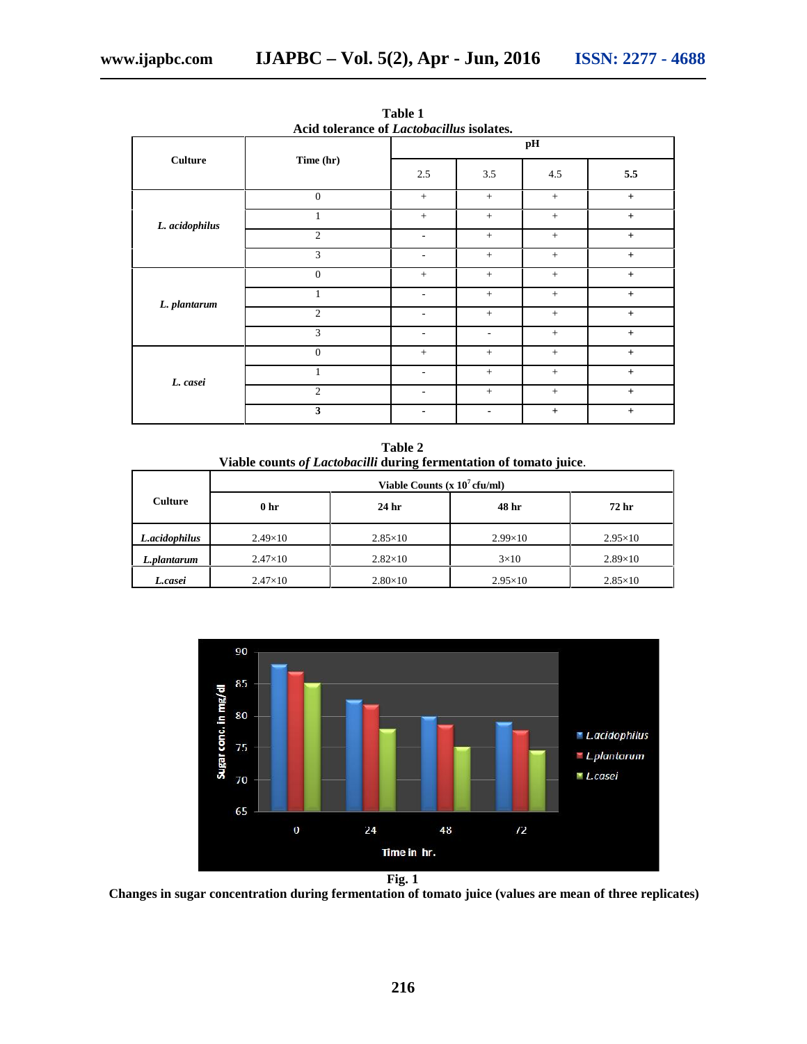**Table 1**
**Acid tolerance of *Lactobacillus* isolates.**

| Culture | Time (hr) | pH | | | |
|---|---|---|---|---|---|
| | | 2.5 | 3.5 | 4.5 | 5.5 |
| *L. acidophilus* | 0 | + | + | + | + |
| | 1 | + | + | + | + |
| | 2 | - | + | + | + |
| | 3 | - | + | + | + |
| *L. plantarum* | 0 | + | + | + | + |
| | 1 | - | + | + | + |
| | 2 | - | + | + | + |
| | 3 | - | - | + | + |
| *L. casei* | 0 | + | + | + | + |
| | 1 | - | + | + | + |
| | 2 | - | + | + | + |
| | 3 | - | - | + | + |

**Table 2**
**Viable counts *of Lactobacilli* during fermentation of tomato juice.**

| Culture | Viable Counts (x $10^7$ cfu/ml) | | | |
|---|---|---|---|---|
| | 0 hr | 24 hr | 48 hr | 72 hr |
| *L.acidophilus* | 2.49×10 | 2.85×10 | 2.99×10 | 2.95×10 |
| *L.plantarum* | 2.47×10 | 2.82×10 | 3×10 | 2.89×10 |
| *L.casei* | 2.47×10 | 2.80×10 | 2.95×10 | 2.85×10 |

Sugar conc. in mg/dl

90
85
80
75
70
65

0
24
48
72

Time in hr.

L.acidophilus
L.plantarum
L.casei

**Fig. 1**
**Changes in sugar concentration during fermentation of tomato juice (values are mean of three replicates)**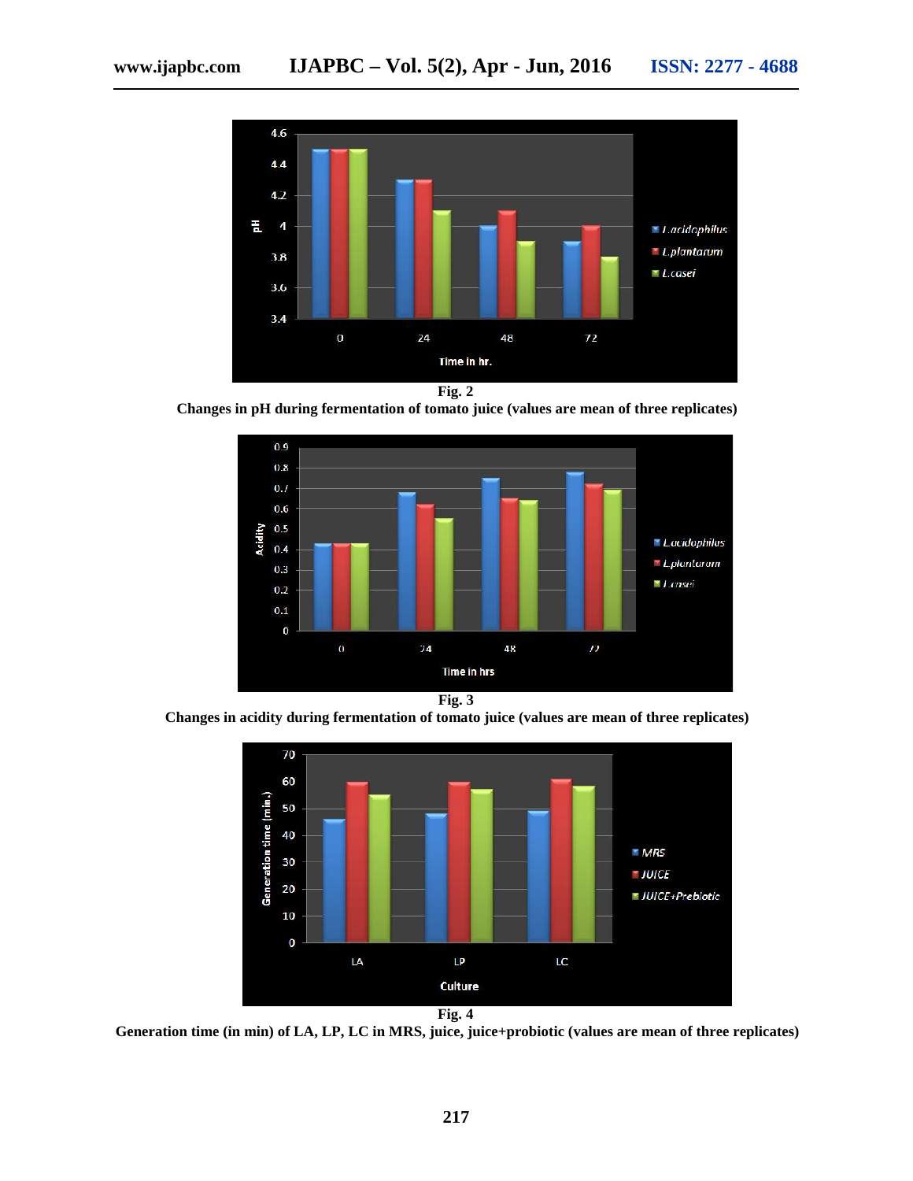4.6
4.4
4.2
4
3.8
3.6
3.4
pH
0
24
48
72
Time in hr.
L.acidophilus
L.plantarum
L.casei

Fig. 2
**Changes in pH during fermentation of tomato juice (values are mean of three replicates)**

0.9
0.8
0.7
0.6
0.5
0.4
0.3
0.2
0.1
0
Acidity
0
24
48
72
Time in hrs
L.acidophilus
L.plantarum
L.casei

Fig. 3
**Changes in acidity during fermentation of tomato juice (values are mean of three replicates)**

70
60
50
40
30
20
10
0
Generation time (min.)
LA
LP
LC
Culture
MRS
JUICE
JUICE+Prebiotic

Fig. 4
**Generation time (in min) of LA, LP, LC in MRS, juice, juice+probiotic (values are mean of three replicates)**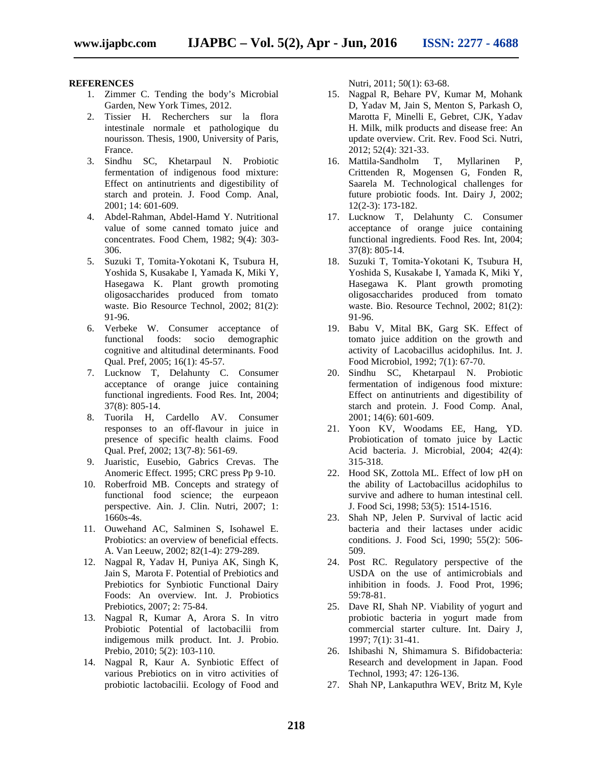**REFERENCES**

1. Zimmer C. Tending the body's Microbial Garden, New York Times, 2012.
2. Tissier H. Recherchers sur la flora intestinale normale et pathologique du nourisson. Thesis, 1900, University of Paris, France.
3. Sindhu SC, Khetarpaul N. Probiotic fermentation of indigenous food mixture: Effect on antinutrients and digestibility of starch and protein. J. Food Comp. Anal, 2001; 14: 601-609.
4. Abdel-Rahman, Abdel-Hamd Y. Nutritional value of some canned tomato juice and concentrates. Food Chem, 1982; 9(4): 303-306.
5. Suzuki T, Tomita-Yokotani K, Tsubura H, Yoshida S, Kusakabe I, Yamada K, Miki Y, Hasegawa K. Plant growth promoting oligosaccharides produced from tomato waste. Bio Resource Technol, 2002; 81(2): 91-96.
6. Verbeke W. Consumer acceptance of functional foods: socio demographic cognitive and altitudinal determinants. Food Qual. Pref, 2005; 16(1): 45-57.
7. Lucknow T, Delahunty C. Consumer acceptance of orange juice containing functional ingredients. Food Res. Int, 2004; 37(8): 805-14.
8. Tuorila H, Cardello AV. Consumer responses to an off-flavour in juice in presence of specific health claims. Food Qual. Pref, 2002; 13(7-8): 561-69.
9. Juaristic, Eusebio, Gabrics Crevas. The Anomeric Effect. 1995; CRC press Pp 9-10.
10. Roberfroid MB. Concepts and strategy of functional food science; the eurpeaon perspective. Ain. J. Clin. Nutri, 2007; 1: 1660s-4s.
11. Ouwehand AC, Salminen S, Isohawel E. Probiotics: an overview of beneficial effects. A. Van Leeuw, 2002; 82(1-4): 279-289.
12. Nagpal R, Yadav H, Puniya AK, Singh K, Jain S, Marota F. Potential of Prebiotics and Prebiotics for Synbiotic Functional Dairy Foods: An overview. Int. J. Probiotics Prebiotics, 2007; 2: 75-84.
13. Nagpal R, Kumar A, Arora S. In vitro Probiotic Potential of lactobacilii from indigemous milk product. Int. J. Probio. Prebio, 2010; 5(2): 103-110.
14. Nagpal R, Kaur A. Synbiotic Effect of various Prebiotics on in vitro activities of probiotic lactobacilii. Ecology of Food and Nutri, 2011; 50(1): 63-68.
15. Nagpal R, Behare PV, Kumar M, Mohank D, Yadav M, Jain S, Menton S, Parkash O, Marotta F, Minelli E, Gebret, CJK, Yadav H. Milk, milk products and disease free: An update overview. Crit. Rev. Food Sci. Nutri, 2012; 52(4): 321-33.
16. Mattila-Sandholm T, Myllarinen P, Crittenden R, Mogensen G, Fonden R, Saarela M. Technological challenges for future probiotic foods. Int. Dairy J, 2002; 12(2-3): 173-182.
17. Lucknow T, Delahunty C. Consumer acceptance of orange juice containing functional ingredients. Food Res. Int, 2004; 37(8): 805-14.
18. Suzuki T, Tomita-Yokotani K, Tsubura H, Yoshida S, Kusakabe I, Yamada K, Miki Y, Hasegawa K. Plant growth promoting oligosaccharides produced from tomato waste. Bio. Resource Technol, 2002; 81(2): 91-96.
19. Babu V, Mital BK, Garg SK. Effect of tomato juice addition on the growth and activity of Lacobacillus acidophilus. Int. J. Food Microbiol, 1992; 7(1): 67-70.
20. Sindhu SC, Khetarpaul N. Probiotic fermentation of indigenous food mixture: Effect on antinutrients and digestibility of starch and protein. J. Food Comp. Anal, 2001; 14(6): 601-609.
21. Yoon KV, Woodams EE, Hang, YD. Probiotication of tomato juice by Lactic Acid bacteria. J. Microbial, 2004; 42(4): 315-318.
22. Hood SK, Zottola ML. Effect of low pH on the ability of Lactobacillus acidophilus to survive and adhere to human intestinal cell. J. Food Sci, 1998; 53(5): 1514-1516.
23. Shah NP, Jelen P. Survival of lactic acid bacteria and their lactases under acidic conditions. J. Food Sci, 1990; 55(2): 506-509.
24. Post RC. Regulatory perspective of the USDA on the use of antimicrobials and inhibition in foods. J. Food Prot, 1996; 59:78-81.
25. Dave RI, Shah NP. Viability of yogurt and probiotic bacteria in yogurt made from commercial starter culture. Int. Dairy J, 1997; 7(1): 31-41.
26. Ishibashi N, Shimamura S. Bifidobacteria: Research and development in Japan. Food Technol, 1993; 47: 126-136.
27. Shah NP, Lankaputhra WEV, Britz M, Kyle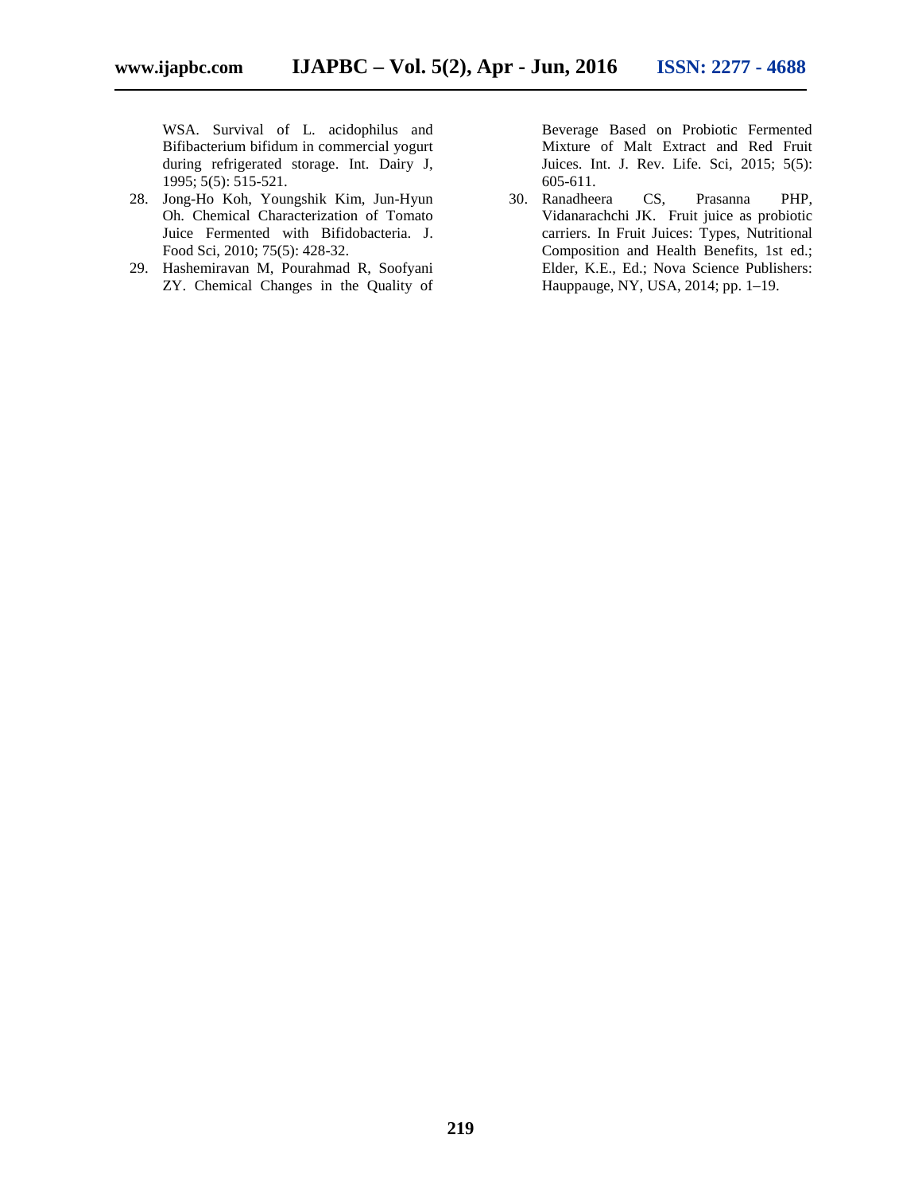WSA. Survival of L. acidophilus and Bifibacterium bifidum in commercial yogurt during refrigerated storage. Int. Dairy J, 1995; 5(5): 515-521.

28. Jong-Ho Koh, Youngshik Kim, Jun-Hyun Oh. Chemical Characterization of Tomato Juice Fermented with Bifidobacteria. J. Food Sci, 2010; 75(5): 428-32.
29. Hashemiravan M, Pourahmad R, Soofyani ZY. Chemical Changes in the Quality of Beverage Based on Probiotic Fermented Mixture of Malt Extract and Red Fruit Juices. Int. J. Rev. Life. Sci, 2015; 5(5): 605-611.
30. Ranadheera CS, Prasanna PHP, Vidanarachchi JK. Fruit juice as probiotic carriers. In Fruit Juices: Types, Nutritional Composition and Health Benefits, 1st ed.; Elder, K.E., Ed.; Nova Science Publishers: Hauppauge, NY, USA, 2014; pp. 1–19.